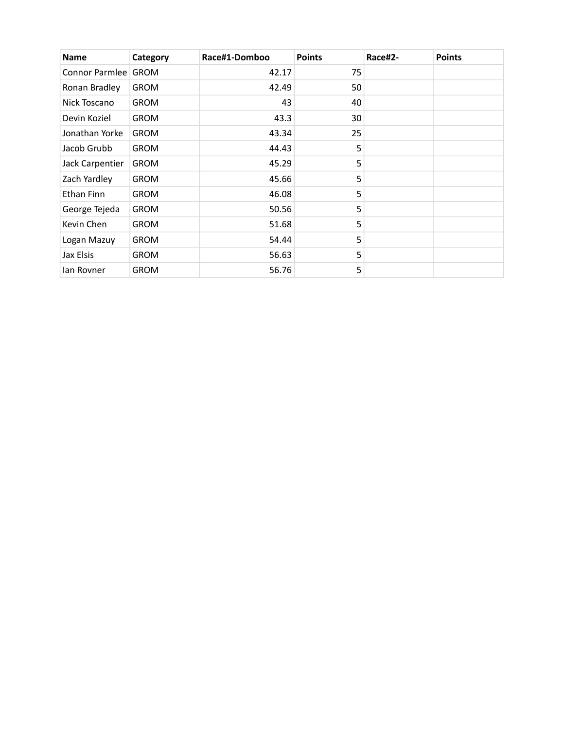| Name | Category | Race#1-Domboo | Points | Race#2- | Points |
|---|---|---|---|---|---|
| Connor Parmlee | GROM | 42.17 | 75 | | |
| Ronan Bradley | GROM | 42.49 | 50 | | |
| Nick Toscano | GROM | 43 | 40 | | |
| Devin Koziel | GROM | 43.3 | 30 | | |
| Jonathan Yorke | GROM | 43.34 | 25 | | |
| Jacob Grubb | GROM | 44.43 | 5 | | |
| Jack Carpentier | GROM | 45.29 | 5 | | |
| Zach Yardley | GROM | 45.66 | 5 | | |
| Ethan Finn | GROM | 46.08 | 5 | | |
| George Tejeda | GROM | 50.56 | 5 | | |
| Kevin Chen | GROM | 51.68 | 5 | | |
| Logan Mazuy | GROM | 54.44 | 5 | | |
| Jax Elsis | GROM | 56.63 | 5 | | |
| Ian Rovner | GROM | 56.76 | 5 | | |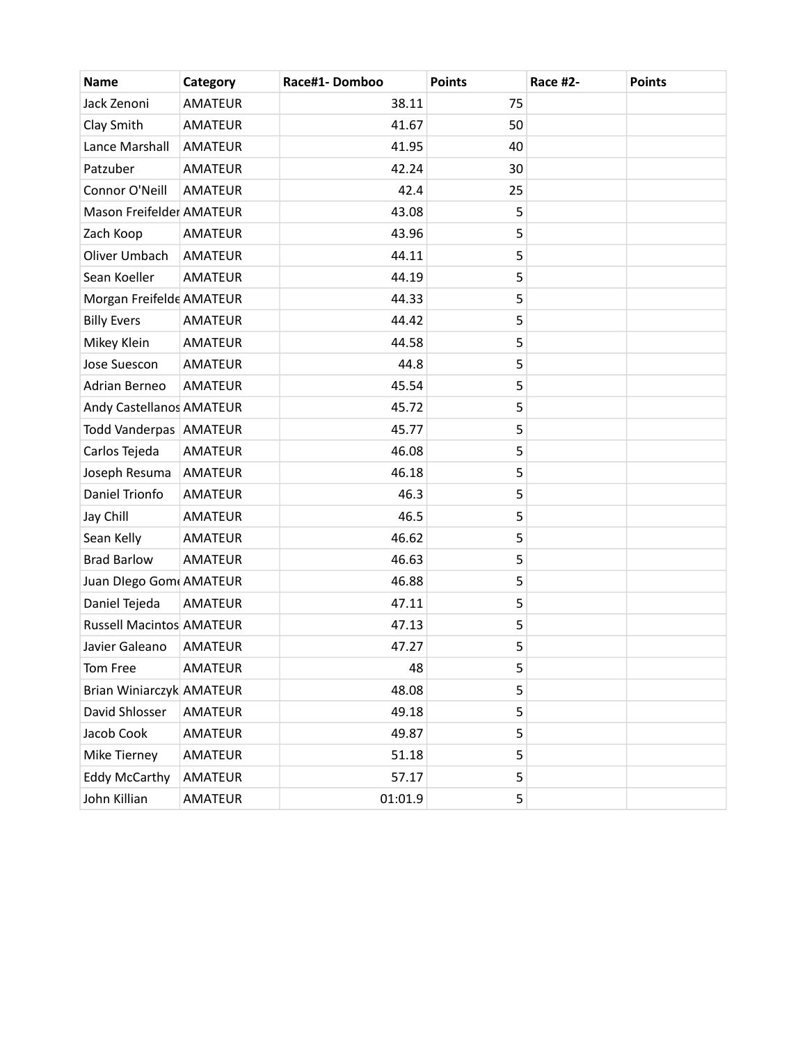| Name | Category | Race#1- Domboo | Points | Race #2- | Points |
|---|---|---|---|---|---|
| Jack Zenoni | AMATEUR | 38.11 | 75 | | |
| Clay Smith | AMATEUR | 41.67 | 50 | | |
| Lance Marshall | AMATEUR | 41.95 | 40 | | |
| Patzuber | AMATEUR | 42.24 | 30 | | |
| Connor O'Neill | AMATEUR | 42.4 | 25 | | |
| Mason Freifelder | AMATEUR | 43.08 | 5 | | |
| Zach Koop | AMATEUR | 43.96 | 5 | | |
| Oliver Umbach | AMATEUR | 44.11 | 5 | | |
| Sean Koeller | AMATEUR | 44.19 | 5 | | |
| Morgan Freifelde | AMATEUR | 44.33 | 5 | | |
| Billy Evers | AMATEUR | 44.42 | 5 | | |
| Mikey Klein | AMATEUR | 44.58 | 5 | | |
| Jose Suescon | AMATEUR | 44.8 | 5 | | |
| Adrian Berneo | AMATEUR | 45.54 | 5 | | |
| Andy Castellanos | AMATEUR | 45.72 | 5 | | |
| Todd Vanderpas | AMATEUR | 45.77 | 5 | | |
| Carlos Tejeda | AMATEUR | 46.08 | 5 | | |
| Joseph Resuma | AMATEUR | 46.18 | 5 | | |
| Daniel Trionfo | AMATEUR | 46.3 | 5 | | |
| Jay Chill | AMATEUR | 46.5 | 5 | | |
| Sean Kelly | AMATEUR | 46.62 | 5 | | |
| Brad Barlow | AMATEUR | 46.63 | 5 | | |
| Juan DIego Gom | AMATEUR | 46.88 | 5 | | |
| Daniel Tejeda | AMATEUR | 47.11 | 5 | | |
| Russell Macintos | AMATEUR | 47.13 | 5 | | |
| Javier Galeano | AMATEUR | 47.27 | 5 | | |
| Tom Free | AMATEUR | 48 | 5 | | |
| Brian Winiarczyk | AMATEUR | 48.08 | 5 | | |
| David Shlosser | AMATEUR | 49.18 | 5 | | |
| Jacob Cook | AMATEUR | 49.87 | 5 | | |
| Mike Tierney | AMATEUR | 51.18 | 5 | | |
| Eddy McCarthy | AMATEUR | 57.17 | 5 | | |
| John Killian | AMATEUR | 01:01.9 | 5 | | |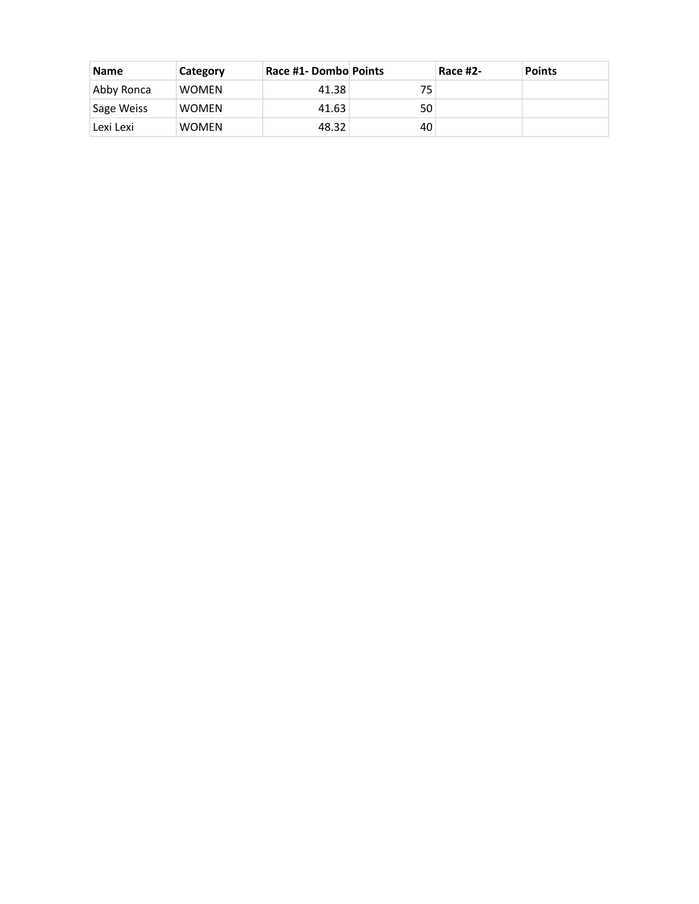| Name | Category | Race #1- Dombo | Points | Race #2- | Points |
|---|---|---|---|---|---|
| Abby Ronca | WOMEN | 41.38 | 75 | | |
| Sage Weiss | WOMEN | 41.63 | 50 | | |
| Lexi Lexi | WOMEN | 48.32 | 40 | | |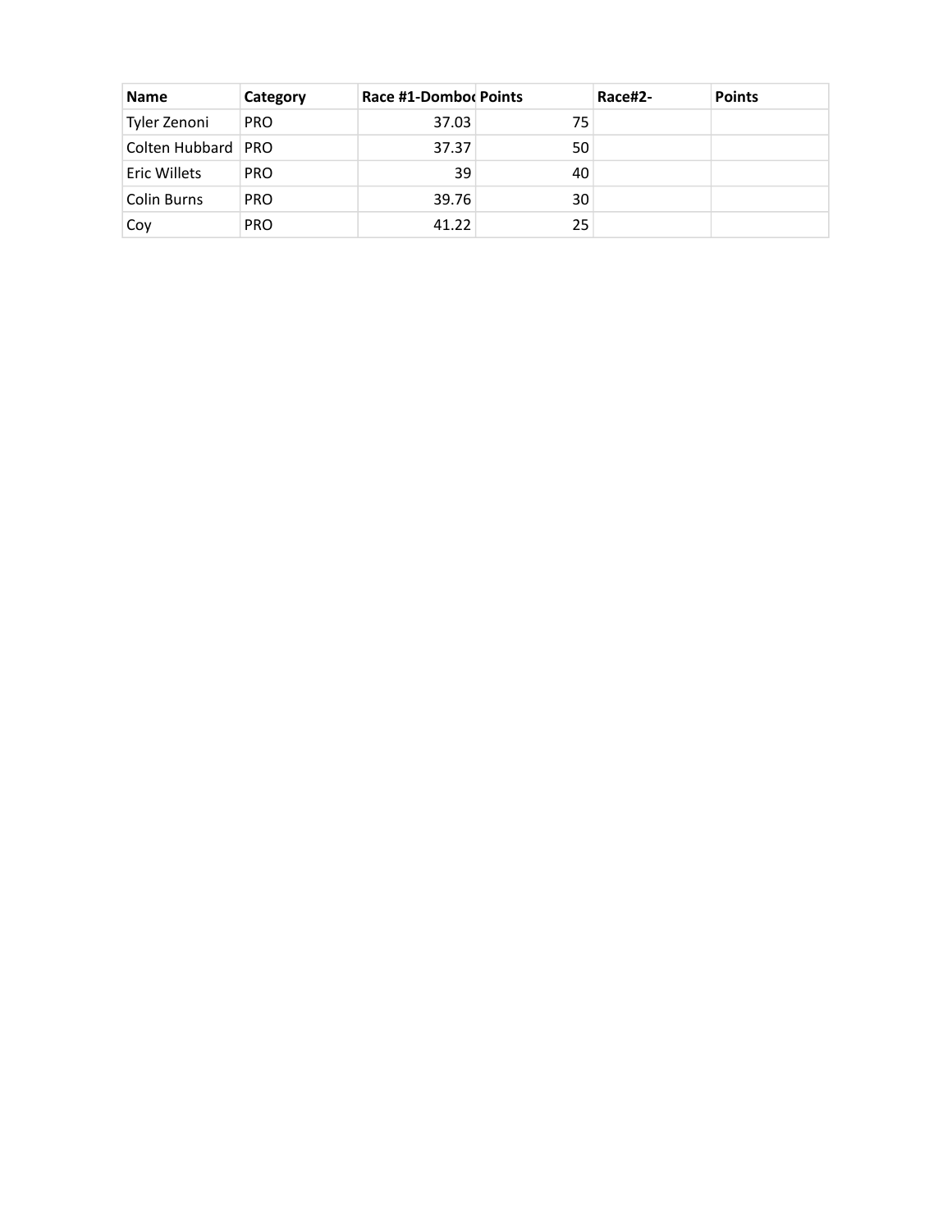| Name | Category | Race #1-Dombo | Points | Race#2- | Points |
|---|---|---|---|---|---|
| Tyler Zenoni | PRO | 37.03 | 75 | | |
| Colten Hubbard | PRO | 37.37 | 50 | | |
| Eric Willets | PRO | 39 | 40 | | |
| Colin Burns | PRO | 39.76 | 30 | | |
| Coy | PRO | 41.22 | 25 | | |